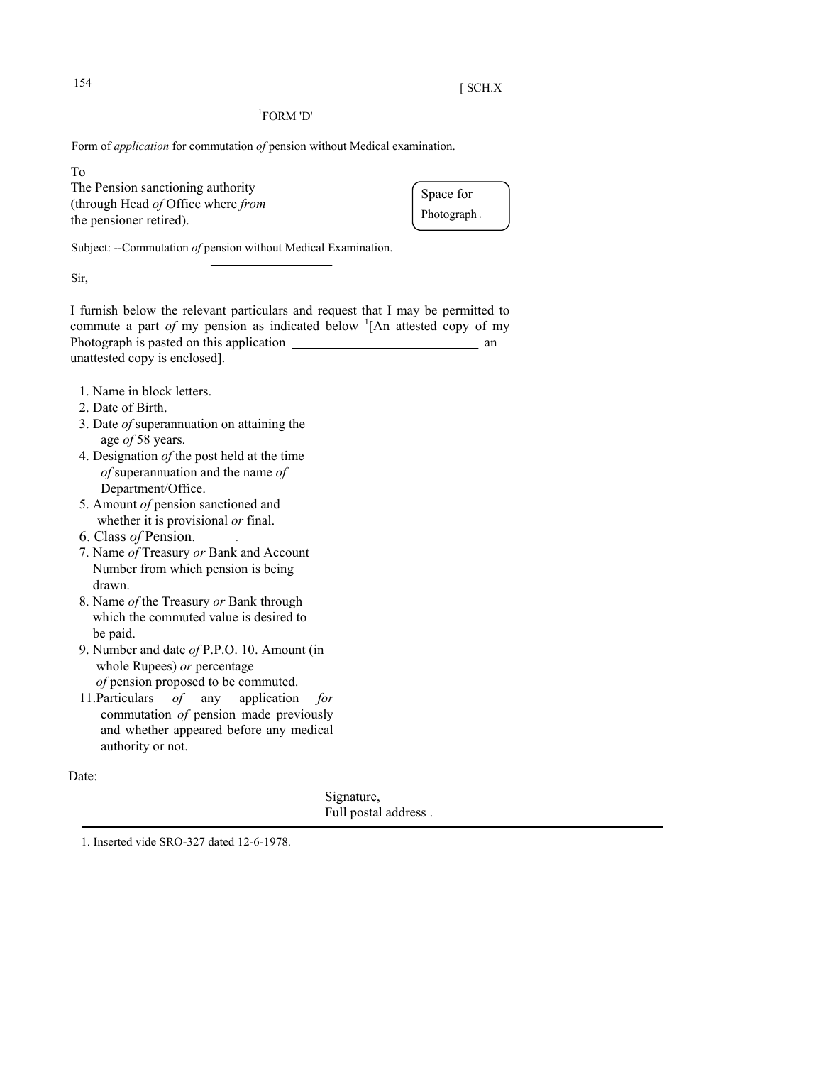[1]FORM 'D'

Form of *application* for commutation *of* pension without Medical examination.

To
The Pension sanctioning authority
(through Head *of* Office where *from*
the pensioner retired).

Space for
Photograph

Subject: --Commutation *of* pension without Medical Examination.

Sir,

I furnish below the relevant particulars and request that I may be permitted to commute a part *of* my pension as indicated below [1][An attested copy of my Photograph is pasted on this application ____________________ an unattested copy is enclosed].

1. Name in block letters.
2. Date of Birth.
3. Date *of* superannuation on attaining the age *of* 58 years.
4. Designation *of* the post held at the time *of* superannuation and the name *of* Department/Office.
5. Amount *of* pension sanctioned and whether it is provisional *or* final.
6. Class *of* Pension.
7. Name *of* Treasury *or* Bank and Account Number from which pension is being drawn.
8. Name *of* the Treasury *or* Bank through which the commuted value is desired to be paid.
9. Number and date *of* P.P.O. 10. Amount (in whole Rupees) *or* percentage *of* pension proposed to be commuted.
11. Particulars *of* any application *for* commutation *of* pension made previously and whether appeared before any medical authority or not.

Date:

Signature,
Full postal address .

---

1. Inserted vide SRO-327 dated 12-6-1978.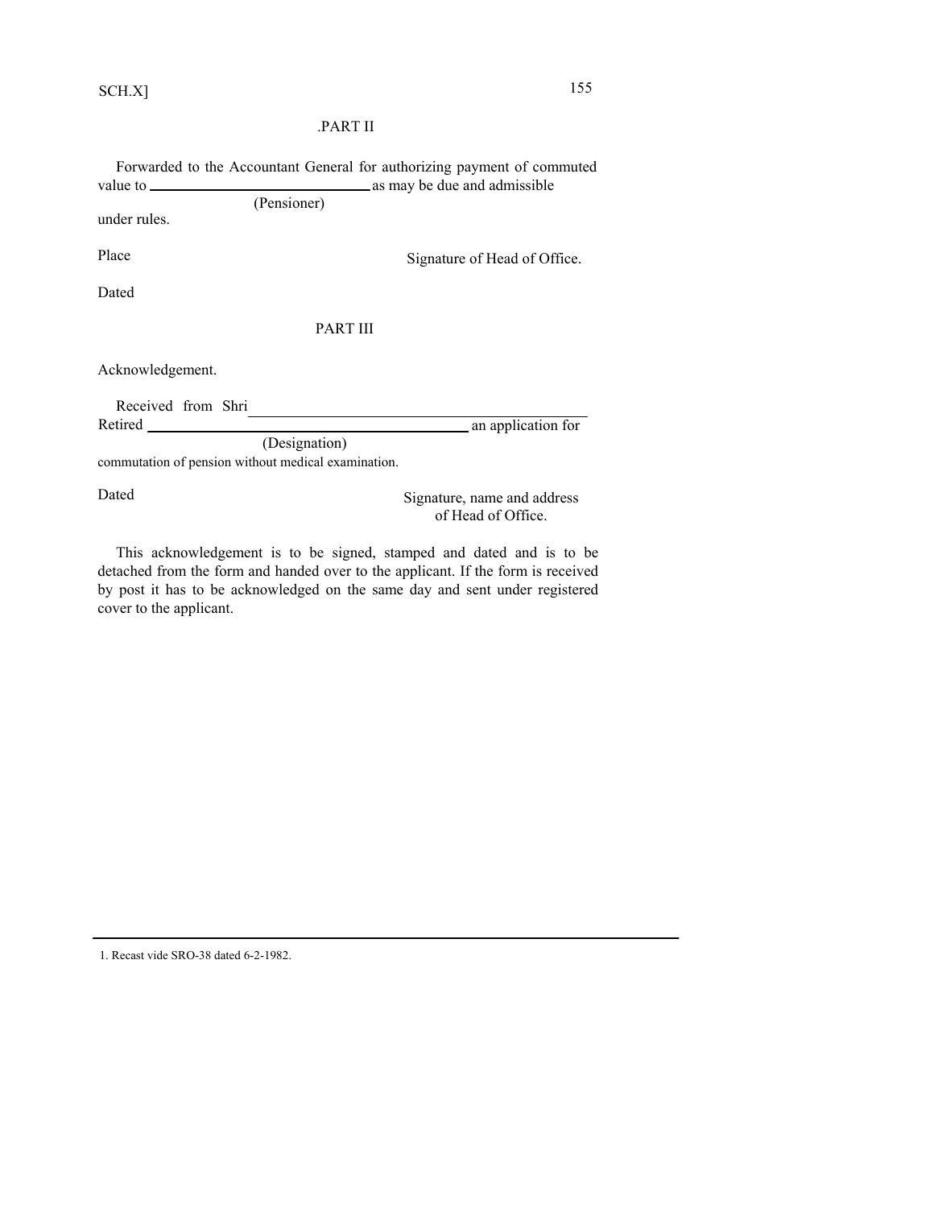## .PART II

Forwarded to the Accountant General for authorizing payment of commuted value to ______________________ as may be due and admissible
(Pensioner)
under rules.

Place                                                        Signature of Head of Office.

Dated

## PART III

Acknowledgement.

Received from Shri ________________________________________
Retired ____________________________________ an application for
(Designation)
commutation of pension without medical examination.

Dated                                                        Signature, name and address of Head of Office.

This acknowledgement is to be signed, stamped and dated and is to be detached from the form and handed over to the applicant. If the form is received by post it has to be acknowledged on the same day and sent under registered cover to the applicant.

---

1. Recast vide SRO-38 dated 6-2-1982.